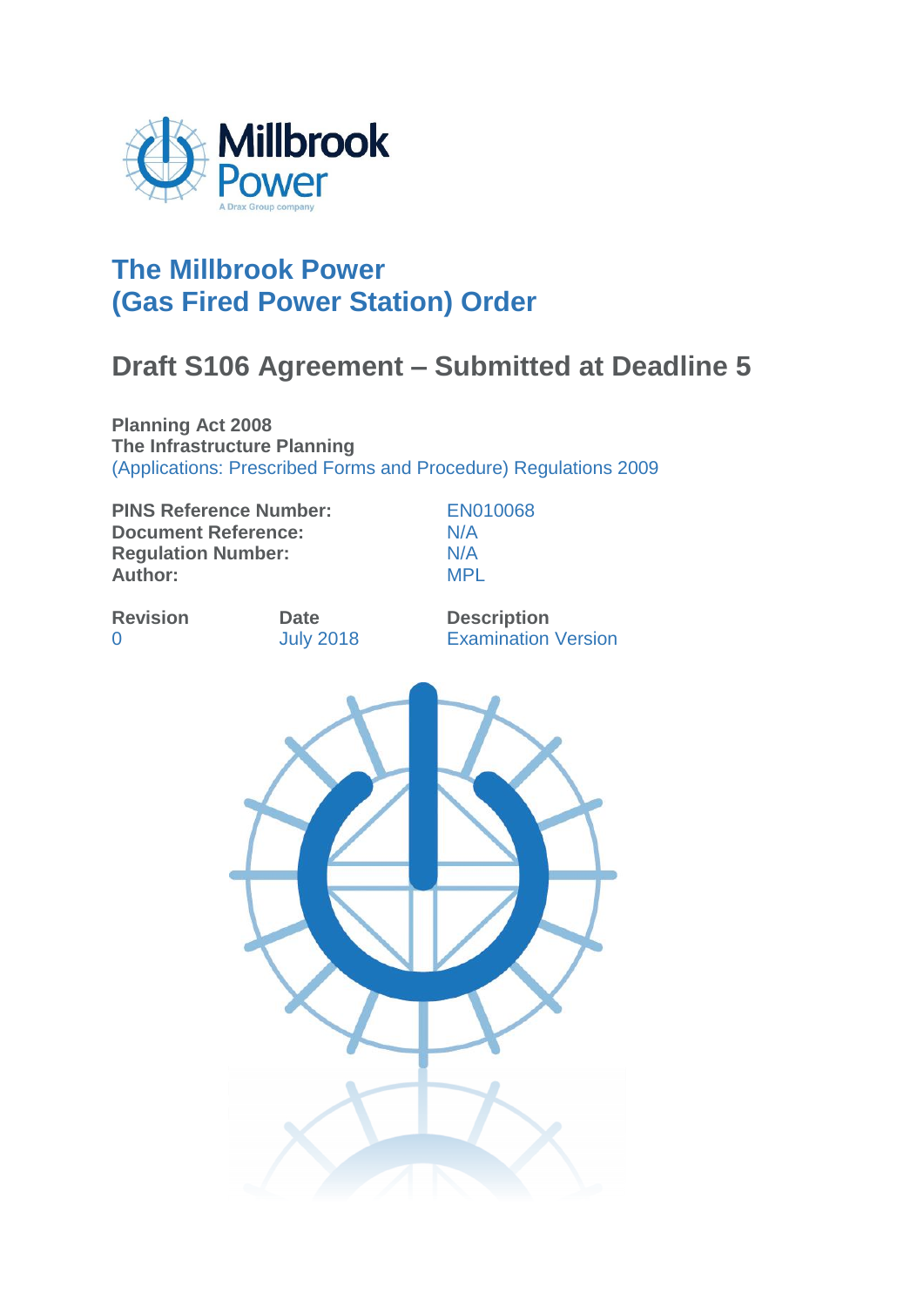Millbrook Power

A Drax Group company

# The Millbrook Power (Gas Fired Power Station) Order

## Draft S106 Agreement – Submitted at Deadline 5

**Planning Act 2008**
**The Infrastructure Planning**
(Applications: Prescribed Forms and Procedure) Regulations 2009

| | |
|---|---|
| **PINS Reference Number:** | EN010068 |
| **Document Reference:** | N/A |
| **Regulation Number:** | N/A |
| **Author:** | MPL |

| **Revision** | **Date** | **Description** |
|---|---|---|
| 0 | July 2018 | Examination Version |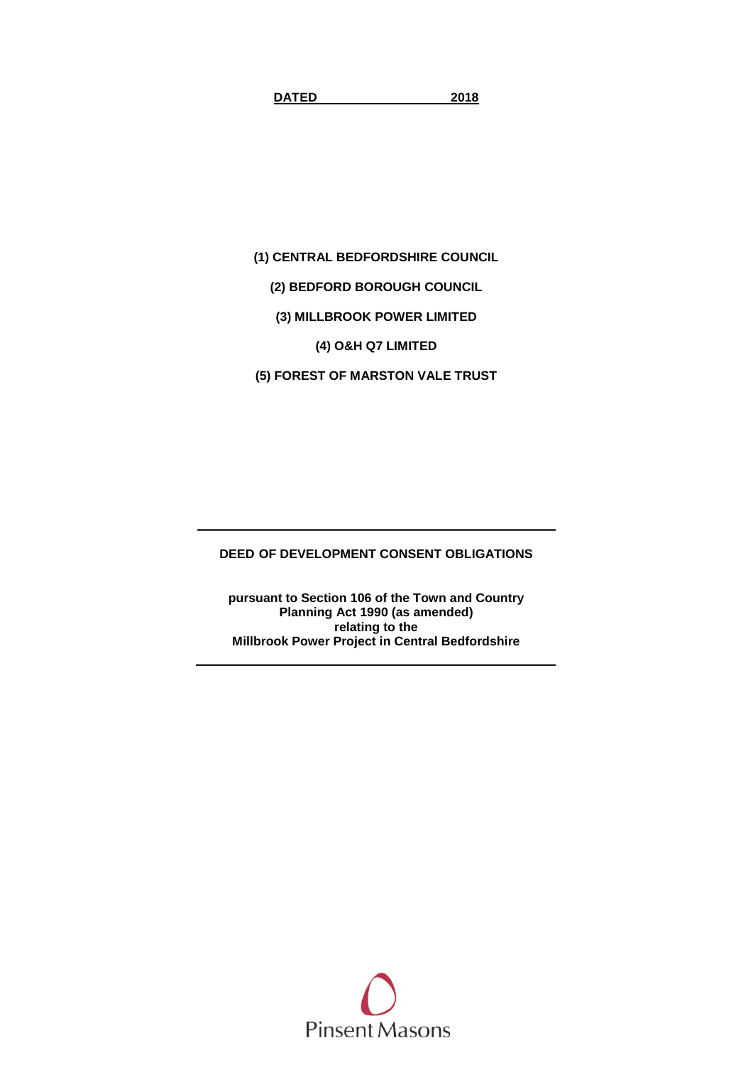**DATED 2018**

**(1) CENTRAL BEDFORDSHIRE COUNCIL**

**(2) BEDFORD BOROUGH COUNCIL**

**(3) MILLBROOK POWER LIMITED**

**(4) O&H Q7 LIMITED**

**(5) FOREST OF MARSTON VALE TRUST**

---

**DEED OF DEVELOPMENT CONSENT OBLIGATIONS**

**pursuant to Section 106 of the Town and Country Planning Act 1990 (as amended) relating to the Millbrook Power Project in Central Bedfordshire**

---

Pinsent Masons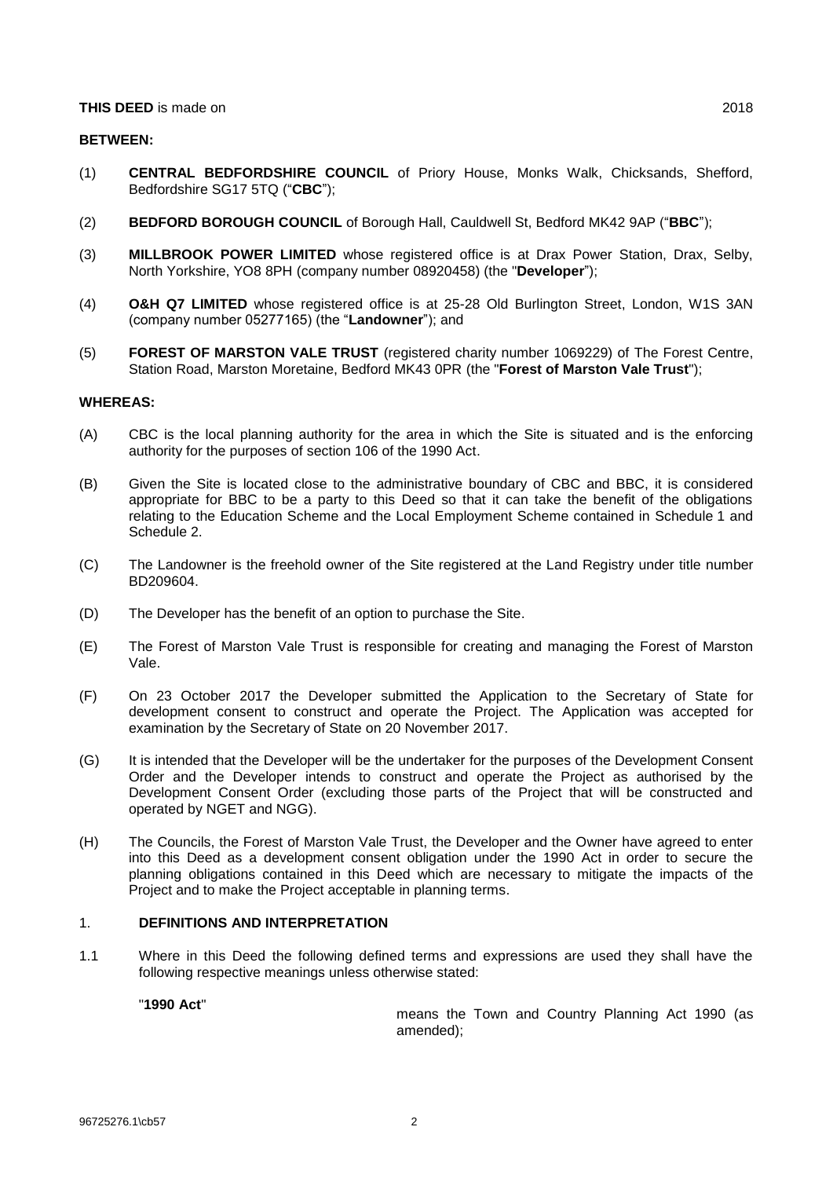**THIS DEED** is made on 2018

**BETWEEN:**

(1) **CENTRAL BEDFORDSHIRE COUNCIL** of Priory House, Monks Walk, Chicksands, Shefford, Bedfordshire SG17 5TQ ("**CBC**");

(2) **BEDFORD BOROUGH COUNCIL** of Borough Hall, Cauldwell St, Bedford MK42 9AP ("**BBC**");

(3) **MILLBROOK POWER LIMITED** whose registered office is at Drax Power Station, Drax, Selby, North Yorkshire, YO8 8PH (company number 08920458) (the "**Developer**");

(4) **O&H Q7 LIMITED** whose registered office is at 25-28 Old Burlington Street, London, W1S 3AN (company number 05277165) (the "**Landowner**"); and

(5) **FOREST OF MARSTON VALE TRUST** (registered charity number 1069229) of The Forest Centre, Station Road, Marston Moretaine, Bedford MK43 0PR (the "**Forest of Marston Vale Trust**");

**WHEREAS:**

(A) CBC is the local planning authority for the area in which the Site is situated and is the enforcing authority for the purposes of section 106 of the 1990 Act.

(B) Given the Site is located close to the administrative boundary of CBC and BBC, it is considered appropriate for BBC to be a party to this Deed so that it can take the benefit of the obligations relating to the Education Scheme and the Local Employment Scheme contained in Schedule 1 and Schedule 2.

(C) The Landowner is the freehold owner of the Site registered at the Land Registry under title number BD209604.

(D) The Developer has the benefit of an option to purchase the Site.

(E) The Forest of Marston Vale Trust is responsible for creating and managing the Forest of Marston Vale.

(F) On 23 October 2017 the Developer submitted the Application to the Secretary of State for development consent to construct and operate the Project. The Application was accepted for examination by the Secretary of State on 20 November 2017.

(G) It is intended that the Developer will be the undertaker for the purposes of the Development Consent Order and the Developer intends to construct and operate the Project as authorised by the Development Consent Order (excluding those parts of the Project that will be constructed and operated by NGET and NGG).

(H) The Councils, the Forest of Marston Vale Trust, the Developer and the Owner have agreed to enter into this Deed as a development consent obligation under the 1990 Act in order to secure the planning obligations contained in this Deed which are necessary to mitigate the impacts of the Project and to make the Project acceptable in planning terms.

1. **DEFINITIONS AND INTERPRETATION**

1.1 Where in this Deed the following defined terms and expressions are used they shall have the following respective meanings unless otherwise stated:

"**1990 Act**" means the Town and Country Planning Act 1990 (as amended);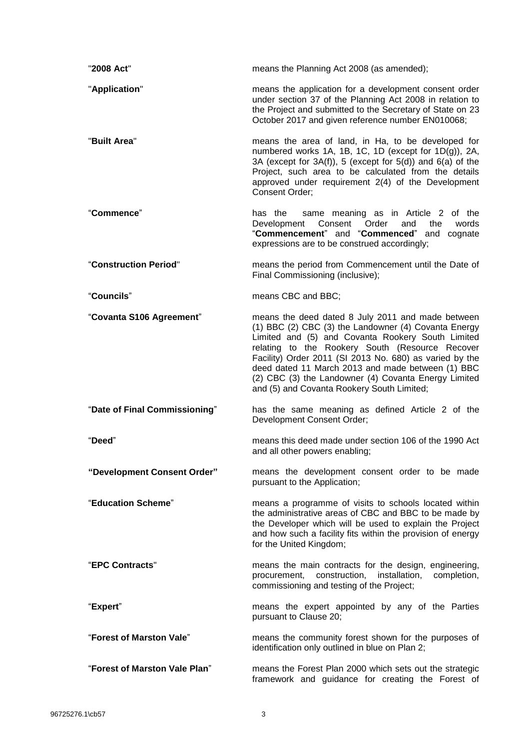"**2008 Act**" means the Planning Act 2008 (as amended);

"**Application**" means the application for a development consent order under section 37 of the Planning Act 2008 in relation to the Project and submitted to the Secretary of State on 23 October 2017 and given reference number EN010068;

"**Built Area**" means the area of land, in Ha, to be developed for numbered works 1A, 1B, 1C, 1D (except for 1D(g)), 2A, 3A (except for 3A(f)), 5 (except for 5(d)) and 6(a) of the Project, such area to be calculated from the details approved under requirement 2(4) of the Development Consent Order;

"**Commence**" has the same meaning as in Article 2 of the Development Consent Order and the words "**Commencement**" and "**Commenced**" and cognate expressions are to be construed accordingly;

"**Construction Period**" means the period from Commencement until the Date of Final Commissioning (inclusive);

"**Councils**" means CBC and BBC;

"**Covanta S106 Agreement**" means the deed dated 8 July 2011 and made between (1) BBC (2) CBC (3) the Landowner (4) Covanta Energy Limited and (5) and Covanta Rookery South Limited relating to the Rookery South (Resource Recover Facility) Order 2011 (SI 2013 No. 680) as varied by the deed dated 11 March 2013 and made between (1) BBC (2) CBC (3) the Landowner (4) Covanta Energy Limited and (5) and Covanta Rookery South Limited;

"**Date of Final Commissioning**" has the same meaning as defined Article 2 of the Development Consent Order;

"**Deed**" means this deed made under section 106 of the 1990 Act and all other powers enabling;

"**Development Consent Order**" means the development consent order to be made pursuant to the Application;

"**Education Scheme**" means a programme of visits to schools located within the administrative areas of CBC and BBC to be made by the Developer which will be used to explain the Project and how such a facility fits within the provision of energy for the United Kingdom;

"**EPC Contracts**" means the main contracts for the design, engineering, procurement, construction, installation, completion, commissioning and testing of the Project;

"**Expert**" means the expert appointed by any of the Parties pursuant to Clause 20;

"**Forest of Marston Vale**" means the community forest shown for the purposes of identification only outlined in blue on Plan 2;

"**Forest of Marston Vale Plan**" means the Forest Plan 2000 which sets out the strategic framework and guidance for creating the Forest of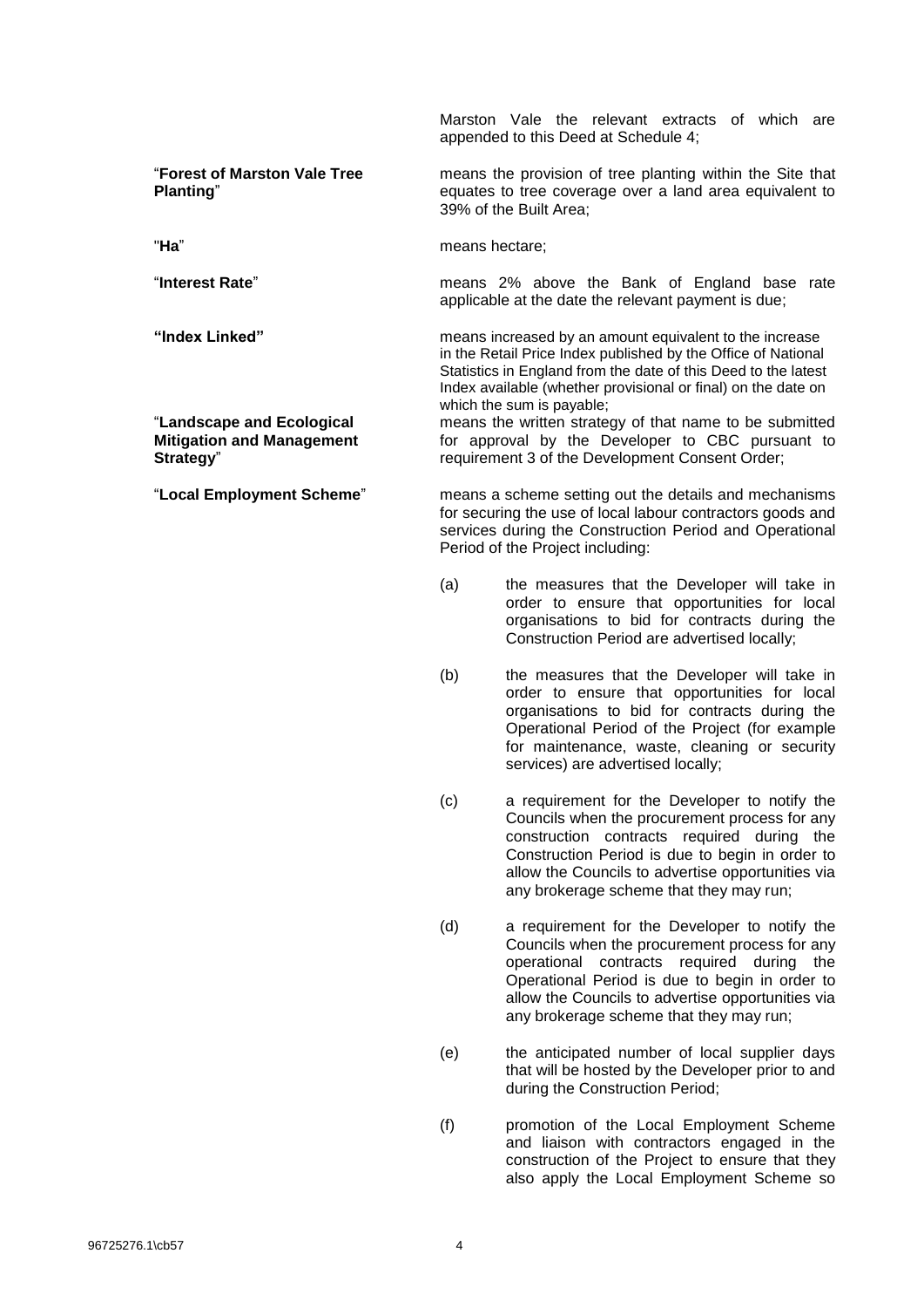Marston Vale the relevant extracts of which are appended to this Deed at Schedule 4;

| | |
|---|---|
| "**Forest of Marston Vale Tree Planting**" | means the provision of tree planting within the Site that equates to tree coverage over a land area equivalent to 39% of the Built Area; |
| "**Ha**" | means hectare; |
| "**Interest Rate**" | means 2% above the Bank of England base rate applicable at the date the relevant payment is due; |
| **"Index Linked"** | means increased by an amount equivalent to the increase in the Retail Price Index published by the Office of National Statistics in England from the date of this Deed to the latest Index available (whether provisional or final) on the date on which the sum is payable; |
| "**Landscape and Ecological Mitigation and Management Strategy**" | means the written strategy of that name to be submitted for approval by the Developer to CBC pursuant to requirement 3 of the Development Consent Order; |
| "**Local Employment Scheme**" | means a scheme setting out the details and mechanisms for securing the use of local labour contractors goods and services during the Construction Period and Operational Period of the Project including: |

(a) the measures that the Developer will take in order to ensure that opportunities for local organisations to bid for contracts during the Construction Period are advertised locally;

(b) the measures that the Developer will take in order to ensure that opportunities for local organisations to bid for contracts during the Operational Period of the Project (for example for maintenance, waste, cleaning or security services) are advertised locally;

(c) a requirement for the Developer to notify the Councils when the procurement process for any construction contracts required during the Construction Period is due to begin in order to allow the Councils to advertise opportunities via any brokerage scheme that they may run;

(d) a requirement for the Developer to notify the Councils when the procurement process for any operational contracts required during the Operational Period is due to begin in order to allow the Councils to advertise opportunities via any brokerage scheme that they may run;

(e) the anticipated number of local supplier days that will be hosted by the Developer prior to and during the Construction Period;

(f) promotion of the Local Employment Scheme and liaison with contractors engaged in the construction of the Project to ensure that they also apply the Local Employment Scheme so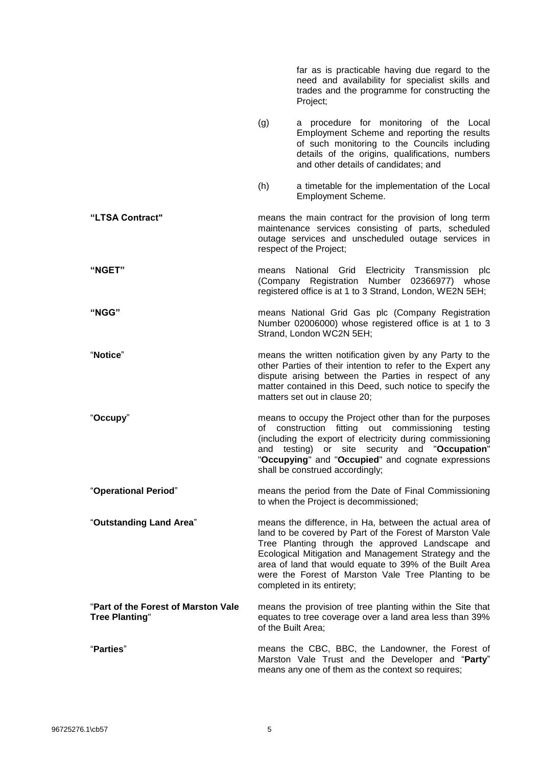far as is practicable having due regard to the need and availability for specialist skills and trades and the programme for constructing the Project;

(g) a procedure for monitoring of the Local Employment Scheme and reporting the results of such monitoring to the Councils including details of the origins, qualifications, numbers and other details of candidates; and

(h) a timetable for the implementation of the Local Employment Scheme.

**"LTSA Contract"** means the main contract for the provision of long term maintenance services consisting of parts, scheduled outage services and unscheduled outage services in respect of the Project;

**"NGET"** means National Grid Electricity Transmission plc (Company Registration Number 02366977) whose registered office is at 1 to 3 Strand, London, WE2N 5EH;

**"NGG"** means National Grid Gas plc (Company Registration Number 02006000) whose registered office is at 1 to 3 Strand, London WC2N 5EH;

"**Notice**" means the written notification given by any Party to the other Parties of their intention to refer to the Expert any dispute arising between the Parties in respect of any matter contained in this Deed, such notice to specify the matters set out in clause 20;

"**Occupy**" means to occupy the Project other than for the purposes of construction fitting out commissioning testing (including the export of electricity during commissioning and testing) or site security and "**Occupation**" "**Occupying**" and "**Occupied**" and cognate expressions shall be construed accordingly;

"**Operational Period**" means the period from the Date of Final Commissioning to when the Project is decommissioned;

"**Outstanding Land Area**" means the difference, in Ha, between the actual area of land to be covered by Part of the Forest of Marston Vale Tree Planting through the approved Landscape and Ecological Mitigation and Management Strategy and the area of land that would equate to 39% of the Built Area were the Forest of Marston Vale Tree Planting to be completed in its entirety;

"**Part of the Forest of Marston Vale Tree Planting**" means the provision of tree planting within the Site that equates to tree coverage over a land area less than 39% of the Built Area;

"**Parties**" means the CBC, BBC, the Landowner, the Forest of Marston Vale Trust and the Developer and "**Party**" means any one of them as the context so requires;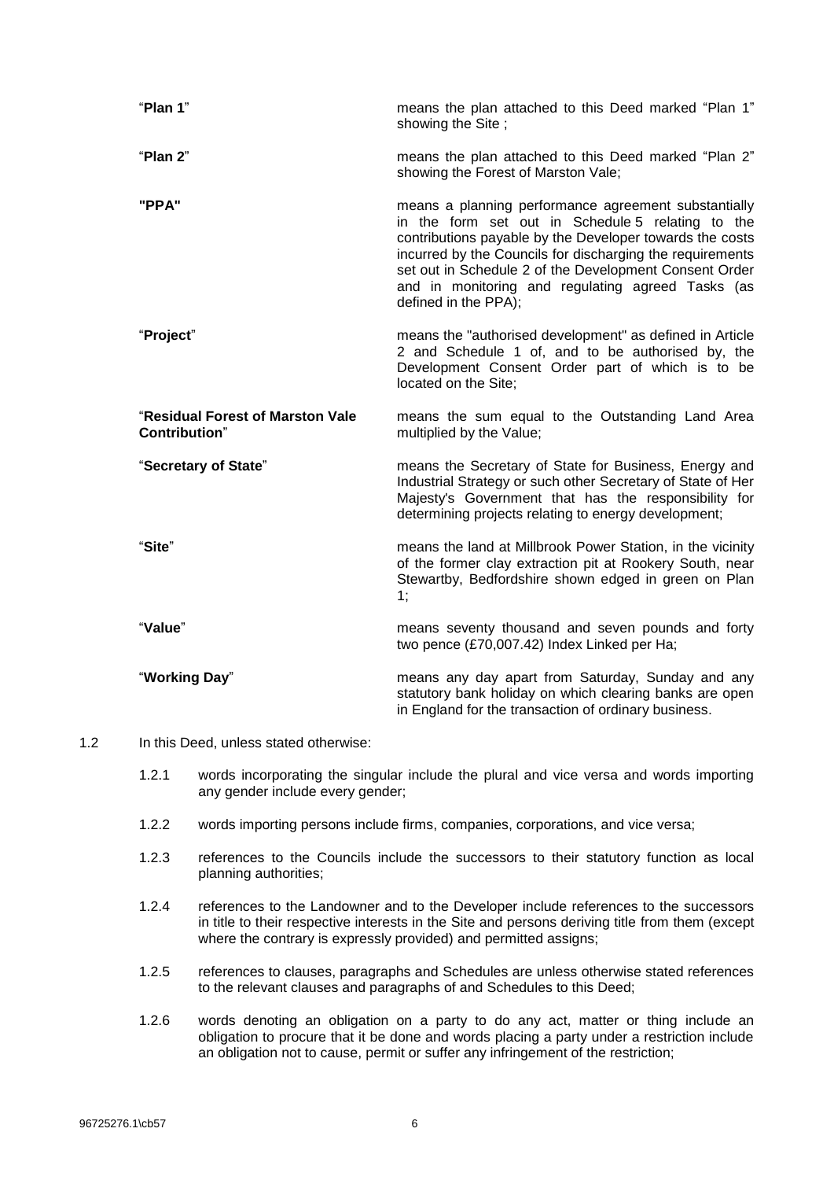| | |
|---|---|
| "**Plan 1**" | means the plan attached to this Deed marked "Plan 1" showing the Site ; |
| "**Plan 2**" | means the plan attached to this Deed marked "Plan 2" showing the Forest of Marston Vale; |
| "**PPA**" | means a planning performance agreement substantially in the form set out in Schedule 5 relating to the contributions payable by the Developer towards the costs incurred by the Councils for discharging the requirements set out in Schedule 2 of the Development Consent Order and in monitoring and regulating agreed Tasks (as defined in the PPA); |
| "**Project**" | means the "authorised development" as defined in Article 2 and Schedule 1 of, and to be authorised by, the Development Consent Order part of which is to be located on the Site; |
| "**Residual Forest of Marston Vale Contribution**" | means the sum equal to the Outstanding Land Area multiplied by the Value; |
| "**Secretary of State**" | means the Secretary of State for Business, Energy and Industrial Strategy or such other Secretary of State of Her Majesty's Government that has the responsibility for determining projects relating to energy development; |
| "**Site**" | means the land at Millbrook Power Station, in the vicinity of the former clay extraction pit at Rookery South, near Stewartby, Bedfordshire shown edged in green on Plan 1; |
| "**Value**" | means seventy thousand and seven pounds and forty two pence (£70,007.42) Index Linked per Ha; |
| "**Working Day**" | means any day apart from Saturday, Sunday and any statutory bank holiday on which clearing banks are open in England for the transaction of ordinary business. |

1.2 In this Deed, unless stated otherwise:

1.2.1 words incorporating the singular include the plural and vice versa and words importing any gender include every gender;

1.2.2 words importing persons include firms, companies, corporations, and vice versa;

1.2.3 references to the Councils include the successors to their statutory function as local planning authorities;

1.2.4 references to the Landowner and to the Developer include references to the successors in title to their respective interests in the Site and persons deriving title from them (except where the contrary is expressly provided) and permitted assigns;

1.2.5 references to clauses, paragraphs and Schedules are unless otherwise stated references to the relevant clauses and paragraphs of and Schedules to this Deed;

1.2.6 words denoting an obligation on a party to do any act, matter or thing include an obligation to procure that it be done and words placing a party under a restriction include an obligation not to cause, permit or suffer any infringement of the restriction;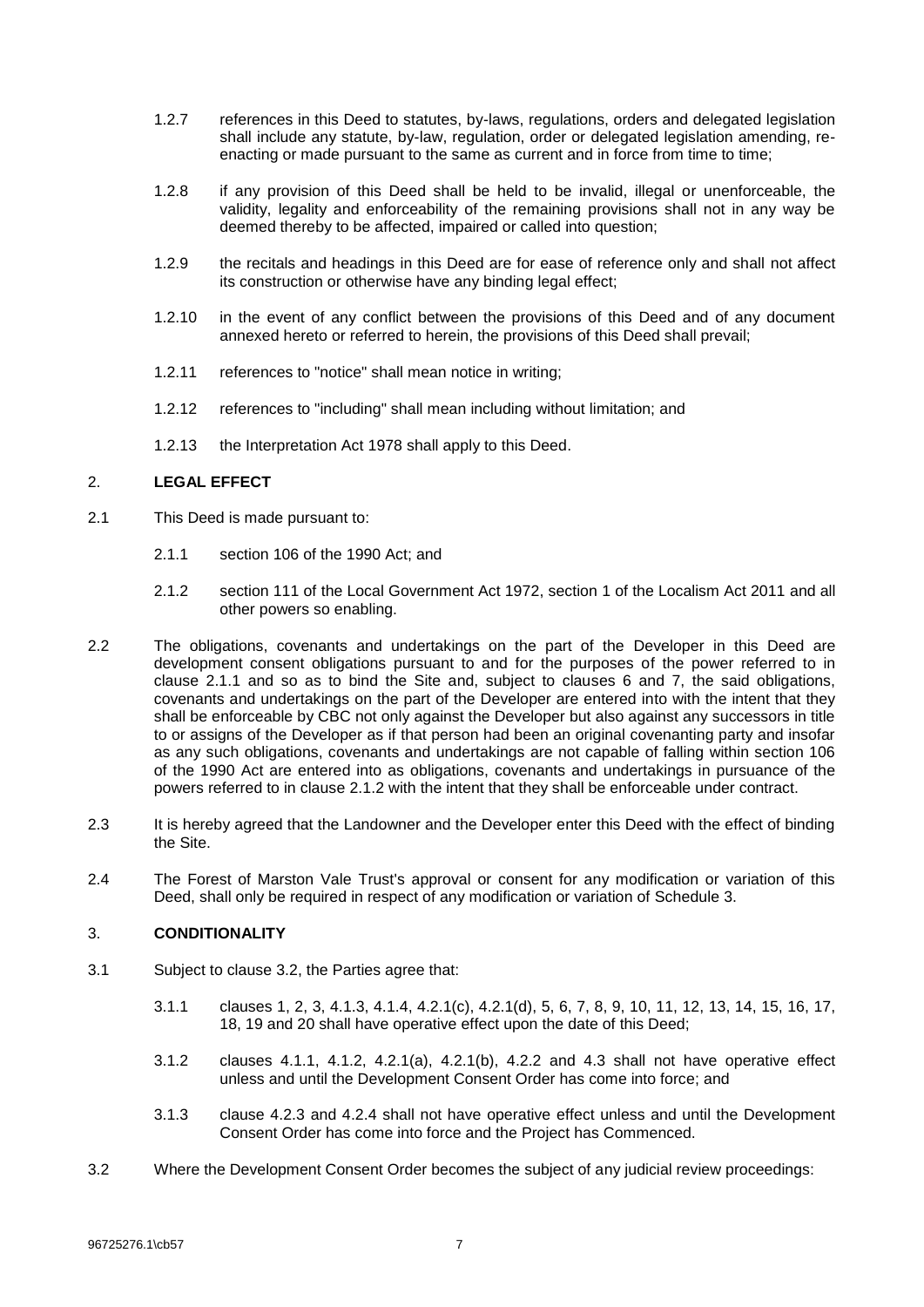1.2.7 references in this Deed to statutes, by-laws, regulations, orders and delegated legislation shall include any statute, by-law, regulation, order or delegated legislation amending, re-enacting or made pursuant to the same as current and in force from time to time;

1.2.8 if any provision of this Deed shall be held to be invalid, illegal or unenforceable, the validity, legality and enforceability of the remaining provisions shall not in any way be deemed thereby to be affected, impaired or called into question;

1.2.9 the recitals and headings in this Deed are for ease of reference only and shall not affect its construction or otherwise have any binding legal effect;

1.2.10 in the event of any conflict between the provisions of this Deed and of any document annexed hereto or referred to herein, the provisions of this Deed shall prevail;

1.2.11 references to "notice" shall mean notice in writing;

1.2.12 references to "including" shall mean including without limitation; and

1.2.13 the Interpretation Act 1978 shall apply to this Deed.

## 2. LEGAL EFFECT

2.1 This Deed is made pursuant to:

2.1.1 section 106 of the 1990 Act; and

2.1.2 section 111 of the Local Government Act 1972, section 1 of the Localism Act 2011 and all other powers so enabling.

2.2 The obligations, covenants and undertakings on the part of the Developer in this Deed are development consent obligations pursuant to and for the purposes of the power referred to in clause 2.1.1 and so as to bind the Site and, subject to clauses 6 and 7, the said obligations, covenants and undertakings on the part of the Developer are entered into with the intent that they shall be enforceable by CBC not only against the Developer but also against any successors in title to or assigns of the Developer as if that person had been an original covenanting party and insofar as any such obligations, covenants and undertakings are not capable of falling within section 106 of the 1990 Act are entered into as obligations, covenants and undertakings in pursuance of the powers referred to in clause 2.1.2 with the intent that they shall be enforceable under contract.

2.3 It is hereby agreed that the Landowner and the Developer enter this Deed with the effect of binding the Site.

2.4 The Forest of Marston Vale Trust's approval or consent for any modification or variation of this Deed, shall only be required in respect of any modification or variation of Schedule 3.

## 3. CONDITIONALITY

3.1 Subject to clause 3.2, the Parties agree that:

3.1.1 clauses 1, 2, 3, 4.1.3, 4.1.4, 4.2.1(c), 4.2.1(d), 5, 6, 7, 8, 9, 10, 11, 12, 13, 14, 15, 16, 17, 18, 19 and 20 shall have operative effect upon the date of this Deed;

3.1.2 clauses 4.1.1, 4.1.2, 4.2.1(a), 4.2.1(b), 4.2.2 and 4.3 shall not have operative effect unless and until the Development Consent Order has come into force; and

3.1.3 clause 4.2.3 and 4.2.4 shall not have operative effect unless and until the Development Consent Order has come into force and the Project has Commenced.

3.2 Where the Development Consent Order becomes the subject of any judicial review proceedings: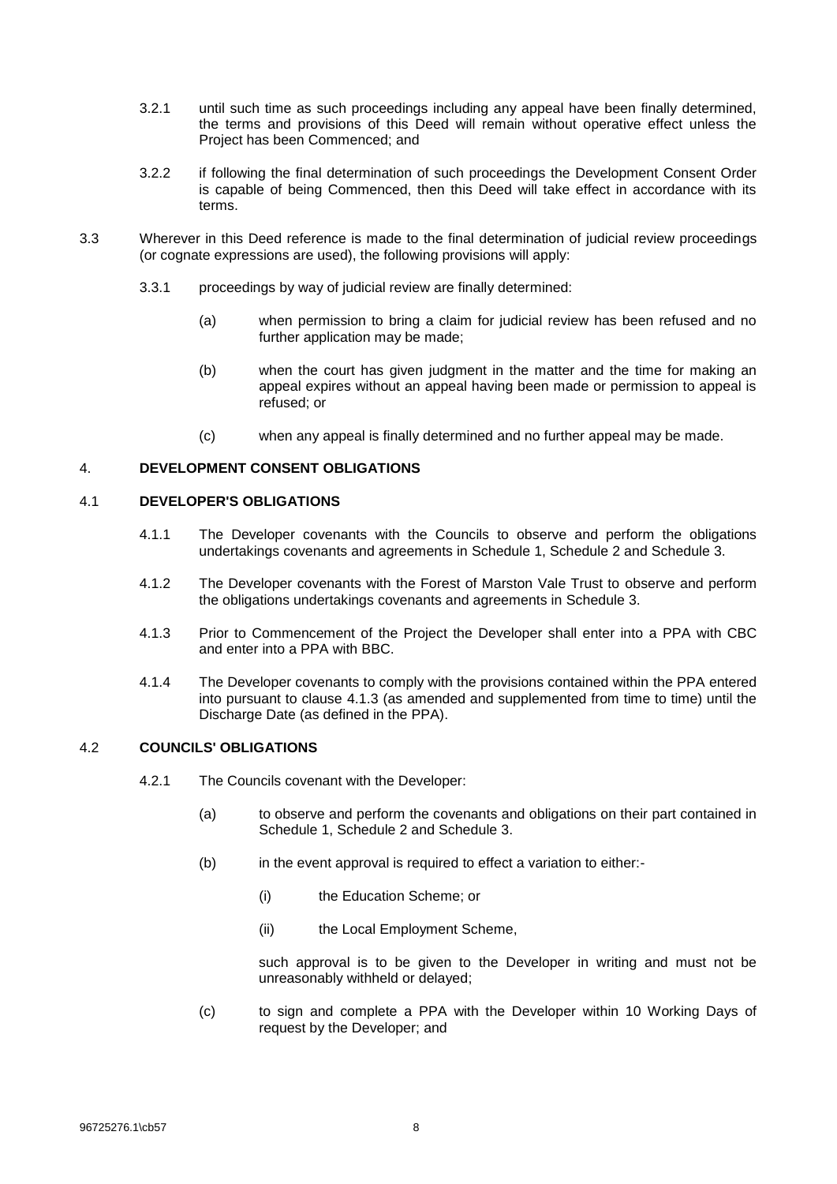3.2.1 until such time as such proceedings including any appeal have been finally determined, the terms and provisions of this Deed will remain without operative effect unless the Project has been Commenced; and

3.2.2 if following the final determination of such proceedings the Development Consent Order is capable of being Commenced, then this Deed will take effect in accordance with its terms.

3.3 Wherever in this Deed reference is made to the final determination of judicial review proceedings (or cognate expressions are used), the following provisions will apply:

3.3.1 proceedings by way of judicial review are finally determined:

(a) when permission to bring a claim for judicial review has been refused and no further application may be made;

(b) when the court has given judgment in the matter and the time for making an appeal expires without an appeal having been made or permission to appeal is refused; or

(c) when any appeal is finally determined and no further appeal may be made.

## 4. DEVELOPMENT CONSENT OBLIGATIONS

### 4.1 DEVELOPER'S OBLIGATIONS

4.1.1 The Developer covenants with the Councils to observe and perform the obligations undertakings covenants and agreements in Schedule 1, Schedule 2 and Schedule 3.

4.1.2 The Developer covenants with the Forest of Marston Vale Trust to observe and perform the obligations undertakings covenants and agreements in Schedule 3.

4.1.3 Prior to Commencement of the Project the Developer shall enter into a PPA with CBC and enter into a PPA with BBC.

4.1.4 The Developer covenants to comply with the provisions contained within the PPA entered into pursuant to clause 4.1.3 (as amended and supplemented from time to time) until the Discharge Date (as defined in the PPA).

### 4.2 COUNCILS' OBLIGATIONS

4.2.1 The Councils covenant with the Developer:

(a) to observe and perform the covenants and obligations on their part contained in Schedule 1, Schedule 2 and Schedule 3.

(b) in the event approval is required to effect a variation to either:-

(i) the Education Scheme; or

(ii) the Local Employment Scheme,

such approval is to be given to the Developer in writing and must not be unreasonably withheld or delayed;

(c) to sign and complete a PPA with the Developer within 10 Working Days of request by the Developer; and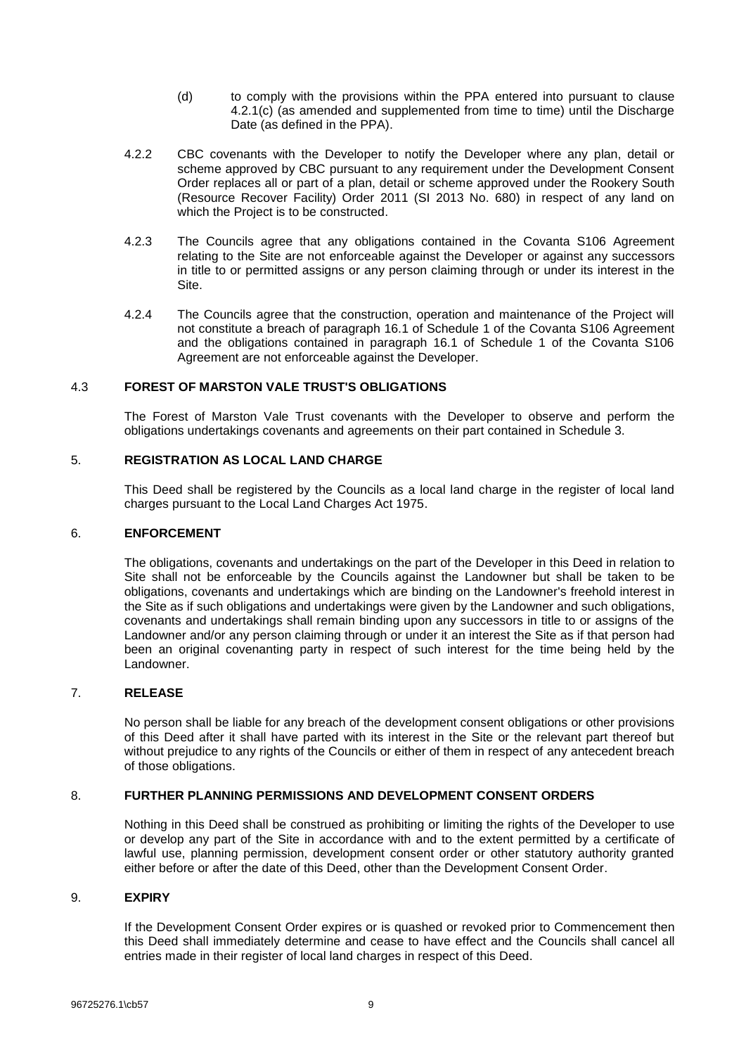(d) to comply with the provisions within the PPA entered into pursuant to clause 4.2.1(c) (as amended and supplemented from time to time) until the Discharge Date (as defined in the PPA).

4.2.2 CBC covenants with the Developer to notify the Developer where any plan, detail or scheme approved by CBC pursuant to any requirement under the Development Consent Order replaces all or part of a plan, detail or scheme approved under the Rookery South (Resource Recover Facility) Order 2011 (SI 2013 No. 680) in respect of any land on which the Project is to be constructed.

4.2.3 The Councils agree that any obligations contained in the Covanta S106 Agreement relating to the Site are not enforceable against the Developer or against any successors in title to or permitted assigns or any person claiming through or under its interest in the Site.

4.2.4 The Councils agree that the construction, operation and maintenance of the Project will not constitute a breach of paragraph 16.1 of Schedule 1 of the Covanta S106 Agreement and the obligations contained in paragraph 16.1 of Schedule 1 of the Covanta S106 Agreement are not enforceable against the Developer.

### 4.3 FOREST OF MARSTON VALE TRUST'S OBLIGATIONS

The Forest of Marston Vale Trust covenants with the Developer to observe and perform the obligations undertakings covenants and agreements on their part contained in Schedule 3.

## 5. REGISTRATION AS LOCAL LAND CHARGE

This Deed shall be registered by the Councils as a local land charge in the register of local land charges pursuant to the Local Land Charges Act 1975.

## 6. ENFORCEMENT

The obligations, covenants and undertakings on the part of the Developer in this Deed in relation to Site shall not be enforceable by the Councils against the Landowner but shall be taken to be obligations, covenants and undertakings which are binding on the Landowner's freehold interest in the Site as if such obligations and undertakings were given by the Landowner and such obligations, covenants and undertakings shall remain binding upon any successors in title to or assigns of the Landowner and/or any person claiming through or under it an interest the Site as if that person had been an original covenanting party in respect of such interest for the time being held by the Landowner.

## 7. RELEASE

No person shall be liable for any breach of the development consent obligations or other provisions of this Deed after it shall have parted with its interest in the Site or the relevant part thereof but without prejudice to any rights of the Councils or either of them in respect of any antecedent breach of those obligations.

## 8. FURTHER PLANNING PERMISSIONS AND DEVELOPMENT CONSENT ORDERS

Nothing in this Deed shall be construed as prohibiting or limiting the rights of the Developer to use or develop any part of the Site in accordance with and to the extent permitted by a certificate of lawful use, planning permission, development consent order or other statutory authority granted either before or after the date of this Deed, other than the Development Consent Order.

## 9. EXPIRY

If the Development Consent Order expires or is quashed or revoked prior to Commencement then this Deed shall immediately determine and cease to have effect and the Councils shall cancel all entries made in their register of local land charges in respect of this Deed.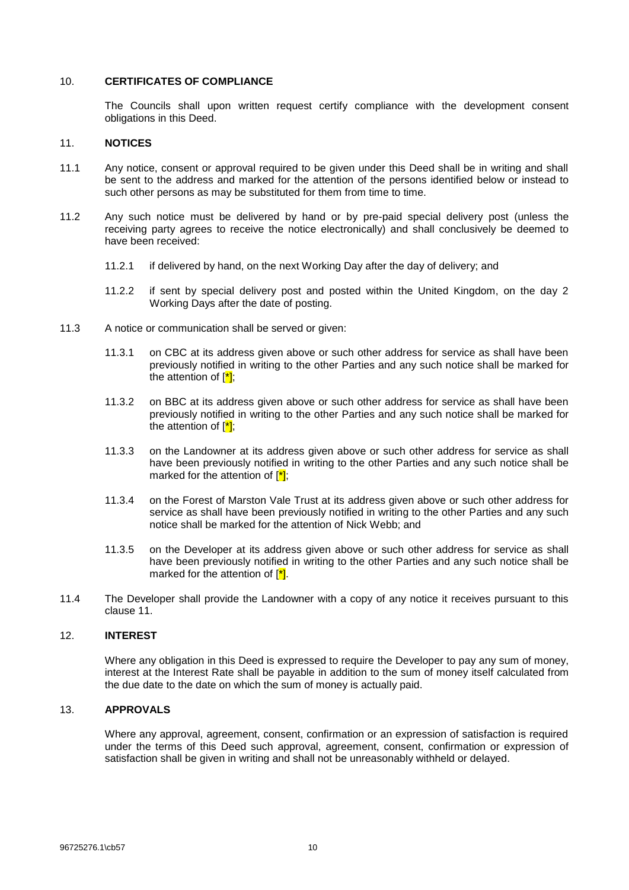## 10. CERTIFICATES OF COMPLIANCE

The Councils shall upon written request certify compliance with the development consent obligations in this Deed.

## 11. NOTICES

11.1 Any notice, consent or approval required to be given under this Deed shall be in writing and shall be sent to the address and marked for the attention of the persons identified below or instead to such other persons as may be substituted for them from time to time.

11.2 Any such notice must be delivered by hand or by pre-paid special delivery post (unless the receiving party agrees to receive the notice electronically) and shall conclusively be deemed to have been received:

11.2.1 if delivered by hand, on the next Working Day after the day of delivery; and

11.2.2 if sent by special delivery post and posted within the United Kingdom, on the day 2 Working Days after the date of posting.

11.3 A notice or communication shall be served or given:

11.3.1 on CBC at its address given above or such other address for service as shall have been previously notified in writing to the other Parties and any such notice shall be marked for the attention of [*];

11.3.2 on BBC at its address given above or such other address for service as shall have been previously notified in writing to the other Parties and any such notice shall be marked for the attention of [*];

11.3.3 on the Landowner at its address given above or such other address for service as shall have been previously notified in writing to the other Parties and any such notice shall be marked for the attention of [*];

11.3.4 on the Forest of Marston Vale Trust at its address given above or such other address for service as shall have been previously notified in writing to the other Parties and any such notice shall be marked for the attention of Nick Webb; and

11.3.5 on the Developer at its address given above or such other address for service as shall have been previously notified in writing to the other Parties and any such notice shall be marked for the attention of [*].

11.4 The Developer shall provide the Landowner with a copy of any notice it receives pursuant to this clause 11.

## 12. INTEREST

Where any obligation in this Deed is expressed to require the Developer to pay any sum of money, interest at the Interest Rate shall be payable in addition to the sum of money itself calculated from the due date to the date on which the sum of money is actually paid.

## 13. APPROVALS

Where any approval, agreement, consent, confirmation or an expression of satisfaction is required under the terms of this Deed such approval, agreement, consent, confirmation or expression of satisfaction shall be given in writing and shall not be unreasonably withheld or delayed.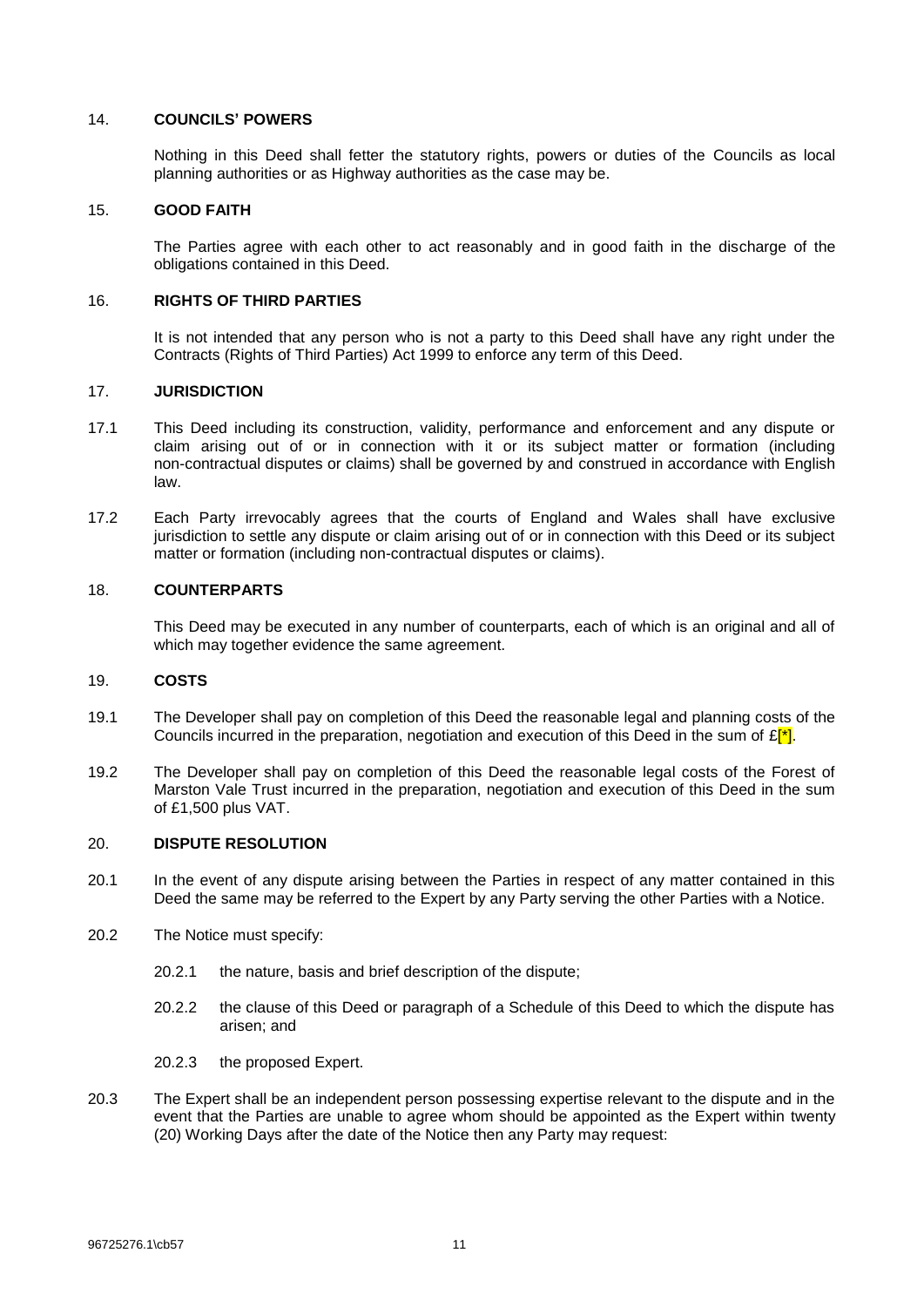## 14. COUNCILS' POWERS

Nothing in this Deed shall fetter the statutory rights, powers or duties of the Councils as local planning authorities or as Highway authorities as the case may be.

## 15. GOOD FAITH

The Parties agree with each other to act reasonably and in good faith in the discharge of the obligations contained in this Deed.

## 16. RIGHTS OF THIRD PARTIES

It is not intended that any person who is not a party to this Deed shall have any right under the Contracts (Rights of Third Parties) Act 1999 to enforce any term of this Deed.

## 17. JURISDICTION

17.1 This Deed including its construction, validity, performance and enforcement and any dispute or claim arising out of or in connection with it or its subject matter or formation (including non-contractual disputes or claims) shall be governed by and construed in accordance with English law.

17.2 Each Party irrevocably agrees that the courts of England and Wales shall have exclusive jurisdiction to settle any dispute or claim arising out of or in connection with this Deed or its subject matter or formation (including non-contractual disputes or claims).

## 18. COUNTERPARTS

This Deed may be executed in any number of counterparts, each of which is an original and all of which may together evidence the same agreement.

## 19. COSTS

19.1 The Developer shall pay on completion of this Deed the reasonable legal and planning costs of the Councils incurred in the preparation, negotiation and execution of this Deed in the sum of £[*].

19.2 The Developer shall pay on completion of this Deed the reasonable legal costs of the Forest of Marston Vale Trust incurred in the preparation, negotiation and execution of this Deed in the sum of £1,500 plus VAT.

## 20. DISPUTE RESOLUTION

20.1 In the event of any dispute arising between the Parties in respect of any matter contained in this Deed the same may be referred to the Expert by any Party serving the other Parties with a Notice.

20.2 The Notice must specify:

20.2.1 the nature, basis and brief description of the dispute;

20.2.2 the clause of this Deed or paragraph of a Schedule of this Deed to which the dispute has arisen; and

20.2.3 the proposed Expert.

20.3 The Expert shall be an independent person possessing expertise relevant to the dispute and in the event that the Parties are unable to agree whom should be appointed as the Expert within twenty (20) Working Days after the date of the Notice then any Party may request: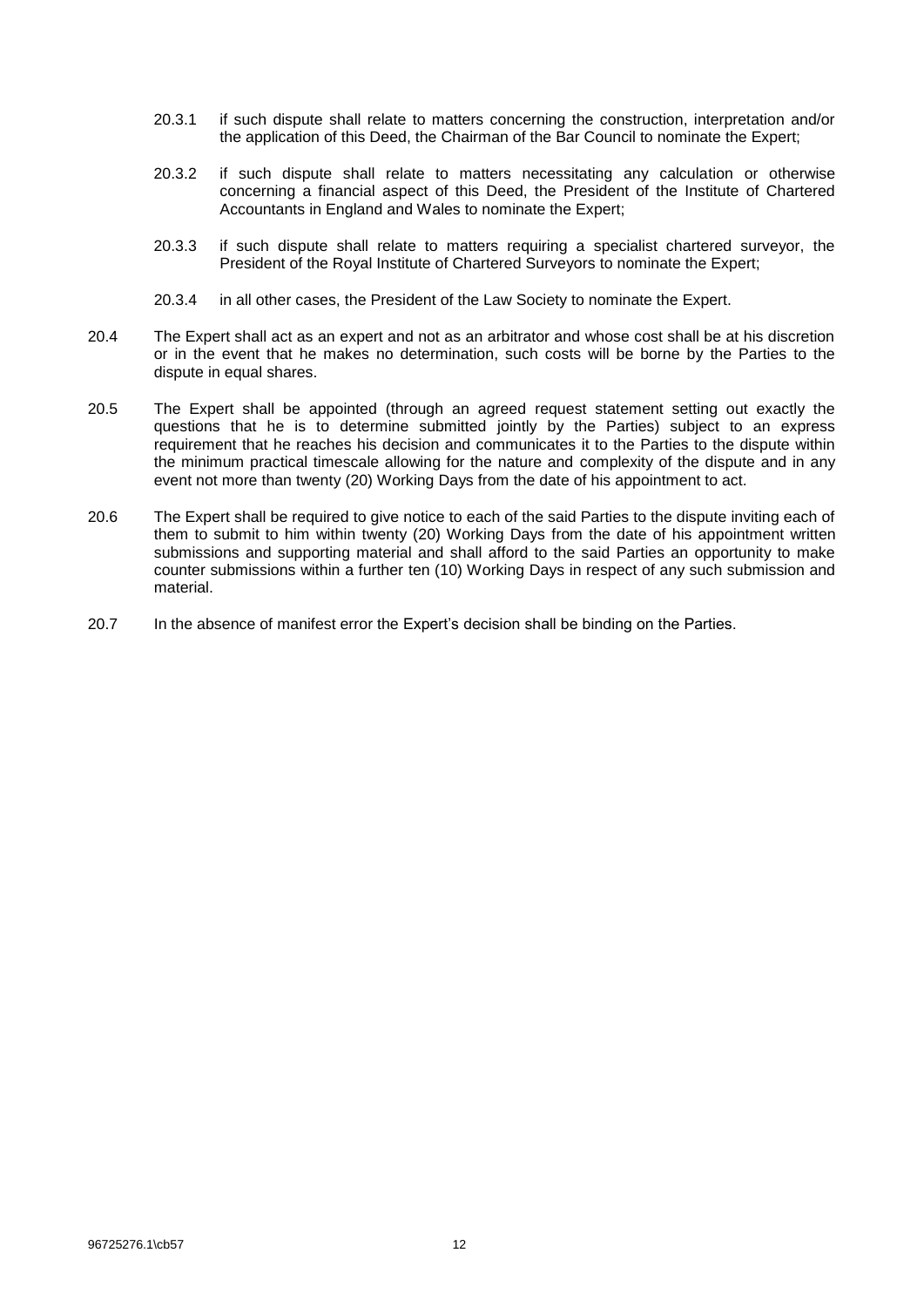20.3.1 if such dispute shall relate to matters concerning the construction, interpretation and/or the application of this Deed, the Chairman of the Bar Council to nominate the Expert;

20.3.2 if such dispute shall relate to matters necessitating any calculation or otherwise concerning a financial aspect of this Deed, the President of the Institute of Chartered Accountants in England and Wales to nominate the Expert;

20.3.3 if such dispute shall relate to matters requiring a specialist chartered surveyor, the President of the Royal Institute of Chartered Surveyors to nominate the Expert;

20.3.4 in all other cases, the President of the Law Society to nominate the Expert.

20.4 The Expert shall act as an expert and not as an arbitrator and whose cost shall be at his discretion or in the event that he makes no determination, such costs will be borne by the Parties to the dispute in equal shares.

20.5 The Expert shall be appointed (through an agreed request statement setting out exactly the questions that he is to determine submitted jointly by the Parties) subject to an express requirement that he reaches his decision and communicates it to the Parties to the dispute within the minimum practical timescale allowing for the nature and complexity of the dispute and in any event not more than twenty (20) Working Days from the date of his appointment to act.

20.6 The Expert shall be required to give notice to each of the said Parties to the dispute inviting each of them to submit to him within twenty (20) Working Days from the date of his appointment written submissions and supporting material and shall afford to the said Parties an opportunity to make counter submissions within a further ten (10) Working Days in respect of any such submission and material.

20.7 In the absence of manifest error the Expert's decision shall be binding on the Parties.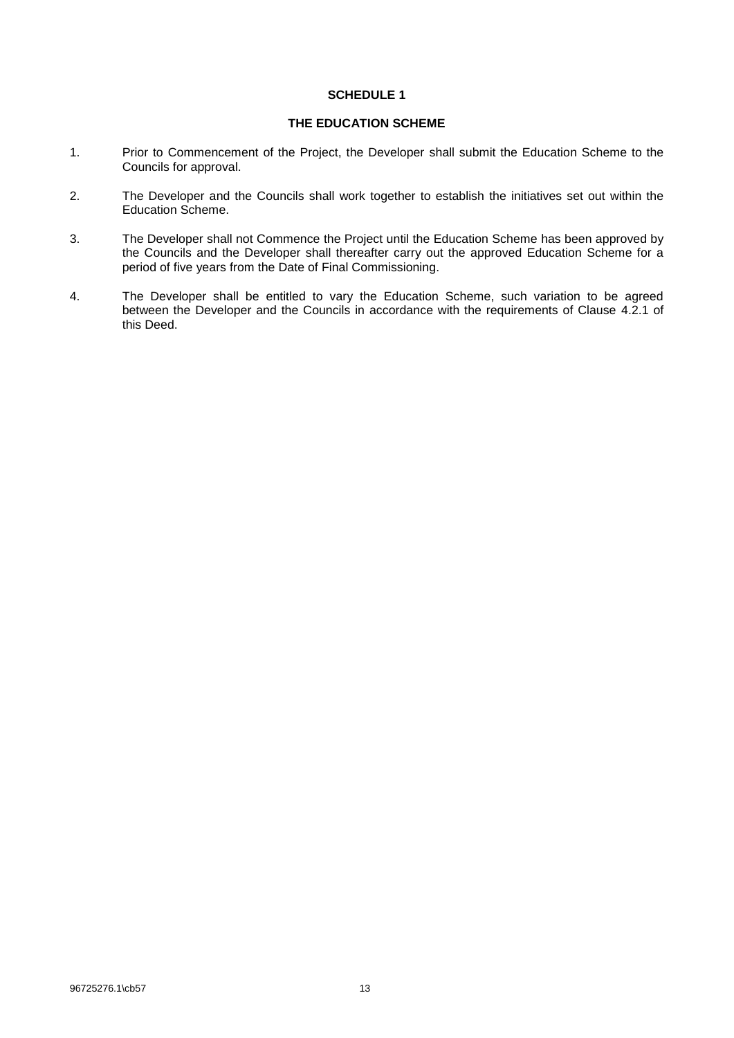# SCHEDULE 1

## THE EDUCATION SCHEME

1. Prior to Commencement of the Project, the Developer shall submit the Education Scheme to the Councils for approval.

2. The Developer and the Councils shall work together to establish the initiatives set out within the Education Scheme.

3. The Developer shall not Commence the Project until the Education Scheme has been approved by the Councils and the Developer shall thereafter carry out the approved Education Scheme for a period of five years from the Date of Final Commissioning.

4. The Developer shall be entitled to vary the Education Scheme, such variation to be agreed between the Developer and the Councils in accordance with the requirements of Clause 4.2.1 of this Deed.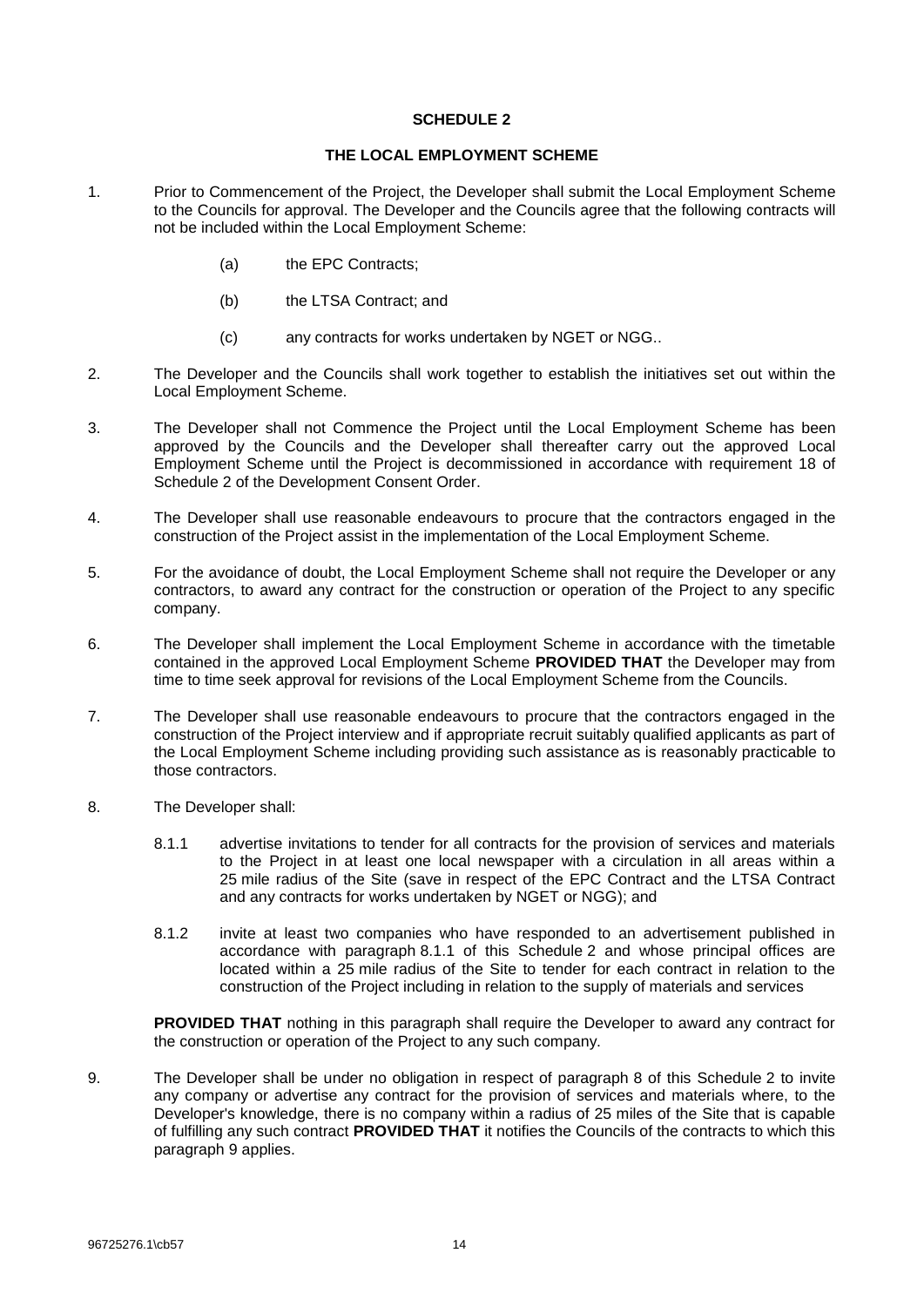## SCHEDULE 2

## THE LOCAL EMPLOYMENT SCHEME

1. Prior to Commencement of the Project, the Developer shall submit the Local Employment Scheme to the Councils for approval. The Developer and the Councils agree that the following contracts will not be included within the Local Employment Scheme:

   (a) the EPC Contracts;

   (b) the LTSA Contract; and

   (c) any contracts for works undertaken by NGET or NGG..

2. The Developer and the Councils shall work together to establish the initiatives set out within the Local Employment Scheme.

3. The Developer shall not Commence the Project until the Local Employment Scheme has been approved by the Councils and the Developer shall thereafter carry out the approved Local Employment Scheme until the Project is decommissioned in accordance with requirement 18 of Schedule 2 of the Development Consent Order.

4. The Developer shall use reasonable endeavours to procure that the contractors engaged in the construction of the Project assist in the implementation of the Local Employment Scheme.

5. For the avoidance of doubt, the Local Employment Scheme shall not require the Developer or any contractors, to award any contract for the construction or operation of the Project to any specific company.

6. The Developer shall implement the Local Employment Scheme in accordance with the timetable contained in the approved Local Employment Scheme **PROVIDED THAT** the Developer may from time to time seek approval for revisions of the Local Employment Scheme from the Councils.

7. The Developer shall use reasonable endeavours to procure that the contractors engaged in the construction of the Project interview and if appropriate recruit suitably qualified applicants as part of the Local Employment Scheme including providing such assistance as is reasonably practicable to those contractors.

8. The Developer shall:

   8.1.1 advertise invitations to tender for all contracts for the provision of services and materials to the Project in at least one local newspaper with a circulation in all areas within a 25 mile radius of the Site (save in respect of the EPC Contract and the LTSA Contract and any contracts for works undertaken by NGET or NGG); and

   8.1.2 invite at least two companies who have responded to an advertisement published in accordance with paragraph 8.1.1 of this Schedule 2 and whose principal offices are located within a 25 mile radius of the Site to tender for each contract in relation to the construction of the Project including in relation to the supply of materials and services

   **PROVIDED THAT** nothing in this paragraph shall require the Developer to award any contract for the construction or operation of the Project to any such company.

9. The Developer shall be under no obligation in respect of paragraph 8 of this Schedule 2 to invite any company or advertise any contract for the provision of services and materials where, to the Developer's knowledge, there is no company within a radius of 25 miles of the Site that is capable of fulfilling any such contract **PROVIDED THAT** it notifies the Councils of the contracts to which this paragraph 9 applies.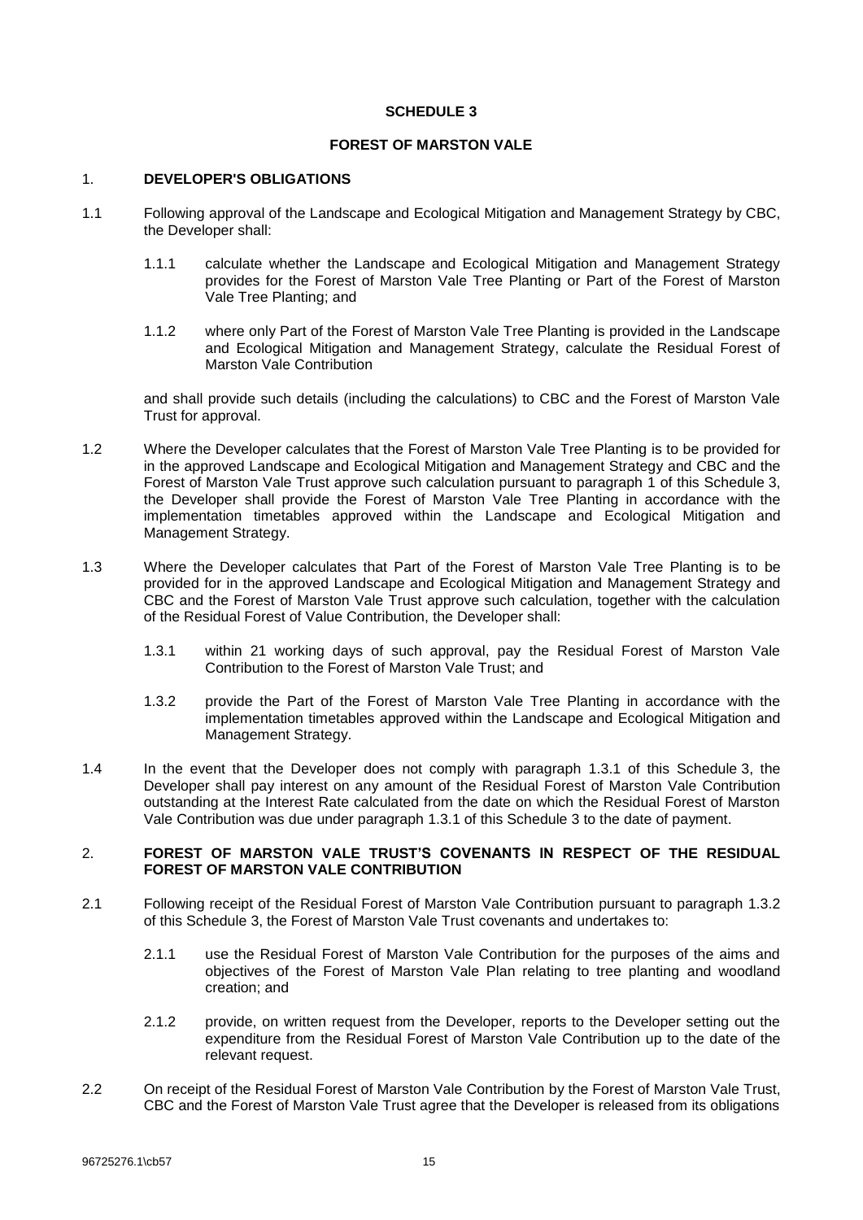**SCHEDULE 3**

**FOREST OF MARSTON VALE**

1. **DEVELOPER'S OBLIGATIONS**

1.1 Following approval of the Landscape and Ecological Mitigation and Management Strategy by CBC, the Developer shall:

1.1.1 calculate whether the Landscape and Ecological Mitigation and Management Strategy provides for the Forest of Marston Vale Tree Planting or Part of the Forest of Marston Vale Tree Planting; and

1.1.2 where only Part of the Forest of Marston Vale Tree Planting is provided in the Landscape and Ecological Mitigation and Management Strategy, calculate the Residual Forest of Marston Vale Contribution

and shall provide such details (including the calculations) to CBC and the Forest of Marston Vale Trust for approval.

1.2 Where the Developer calculates that the Forest of Marston Vale Tree Planting is to be provided for in the approved Landscape and Ecological Mitigation and Management Strategy and CBC and the Forest of Marston Vale Trust approve such calculation pursuant to paragraph 1 of this Schedule 3, the Developer shall provide the Forest of Marston Vale Tree Planting in accordance with the implementation timetables approved within the Landscape and Ecological Mitigation and Management Strategy.

1.3 Where the Developer calculates that Part of the Forest of Marston Vale Tree Planting is to be provided for in the approved Landscape and Ecological Mitigation and Management Strategy and CBC and the Forest of Marston Vale Trust approve such calculation, together with the calculation of the Residual Forest of Value Contribution, the Developer shall:

1.3.1 within 21 working days of such approval, pay the Residual Forest of Marston Vale Contribution to the Forest of Marston Vale Trust; and

1.3.2 provide the Part of the Forest of Marston Vale Tree Planting in accordance with the implementation timetables approved within the Landscape and Ecological Mitigation and Management Strategy.

1.4 In the event that the Developer does not comply with paragraph 1.3.1 of this Schedule 3, the Developer shall pay interest on any amount of the Residual Forest of Marston Vale Contribution outstanding at the Interest Rate calculated from the date on which the Residual Forest of Marston Vale Contribution was due under paragraph 1.3.1 of this Schedule 3 to the date of payment.

2. **FOREST OF MARSTON VALE TRUST'S COVENANTS IN RESPECT OF THE RESIDUAL FOREST OF MARSTON VALE CONTRIBUTION**

2.1 Following receipt of the Residual Forest of Marston Vale Contribution pursuant to paragraph 1.3.2 of this Schedule 3, the Forest of Marston Vale Trust covenants and undertakes to:

2.1.1 use the Residual Forest of Marston Vale Contribution for the purposes of the aims and objectives of the Forest of Marston Vale Plan relating to tree planting and woodland creation; and

2.1.2 provide, on written request from the Developer, reports to the Developer setting out the expenditure from the Residual Forest of Marston Vale Contribution up to the date of the relevant request.

2.2 On receipt of the Residual Forest of Marston Vale Contribution by the Forest of Marston Vale Trust, CBC and the Forest of Marston Vale Trust agree that the Developer is released from its obligations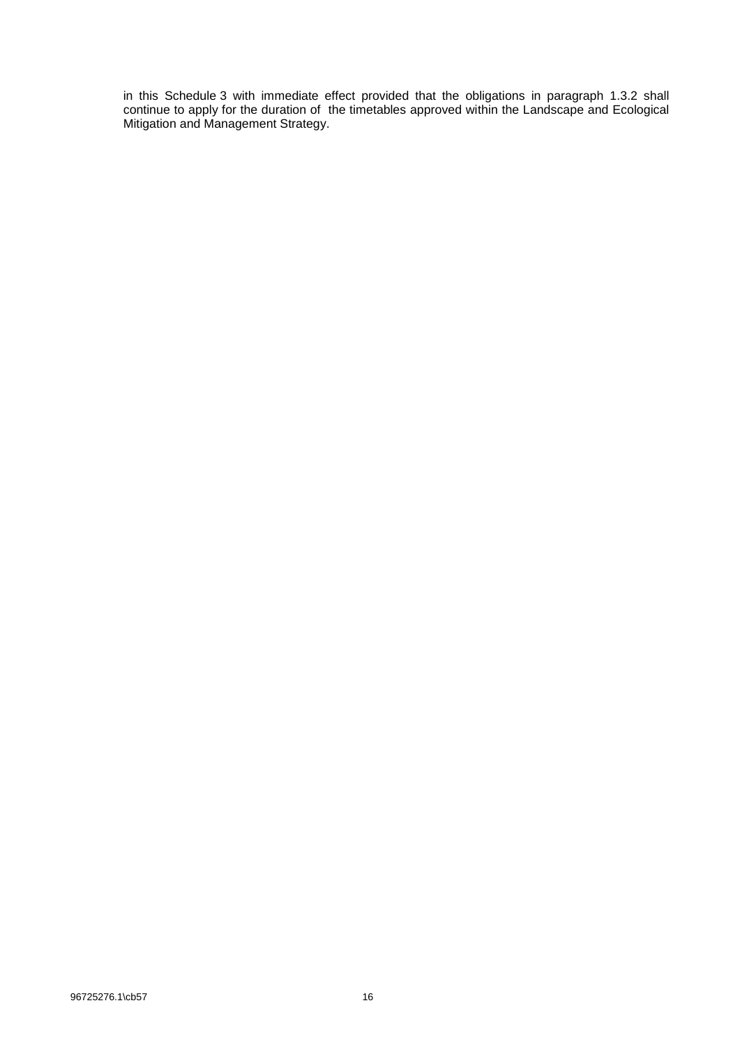in this Schedule 3 with immediate effect provided that the obligations in paragraph 1.3.2 shall continue to apply for the duration of the timetables approved within the Landscape and Ecological Mitigation and Management Strategy.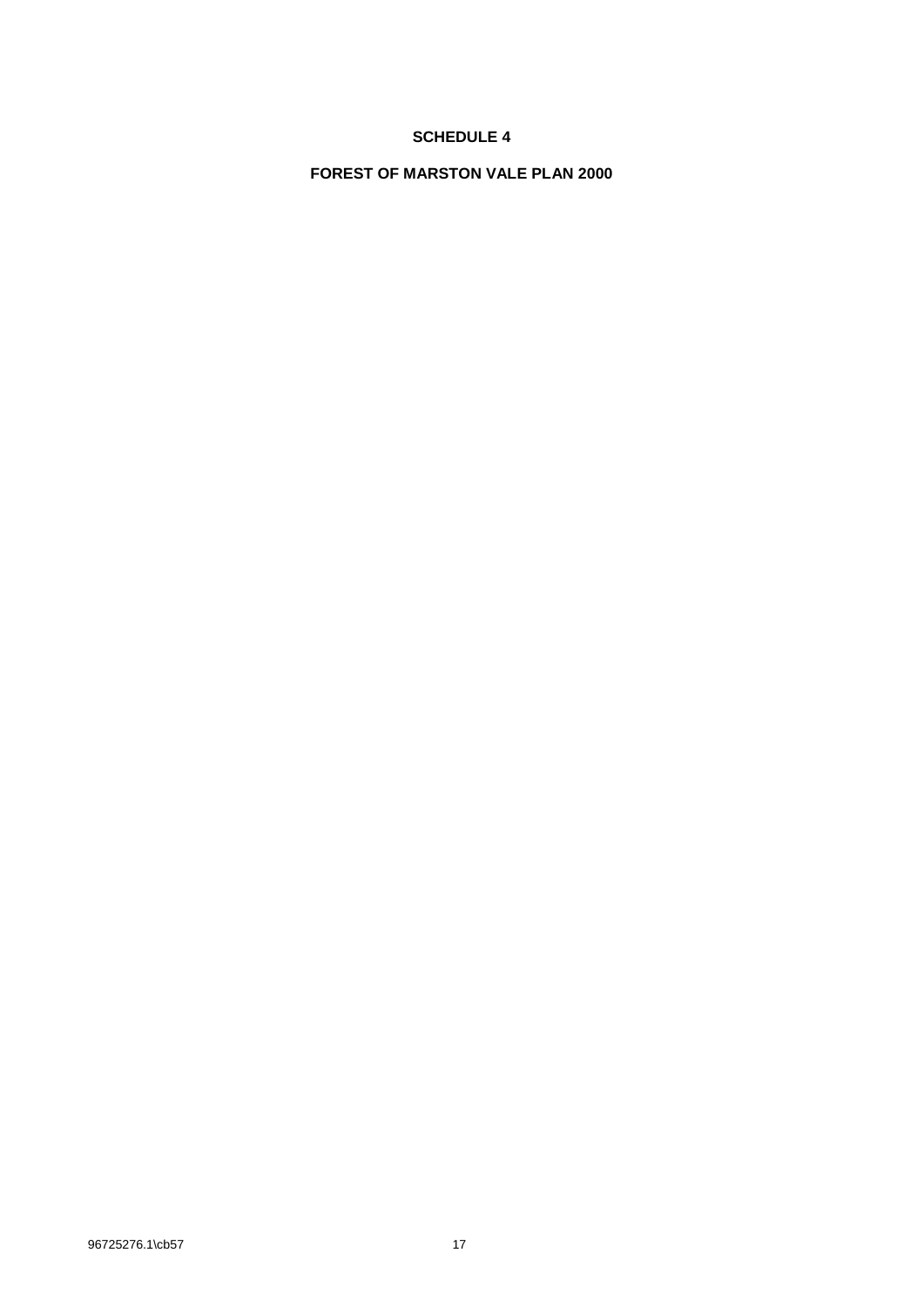# SCHEDULE 4

## FOREST OF MARSTON VALE PLAN 2000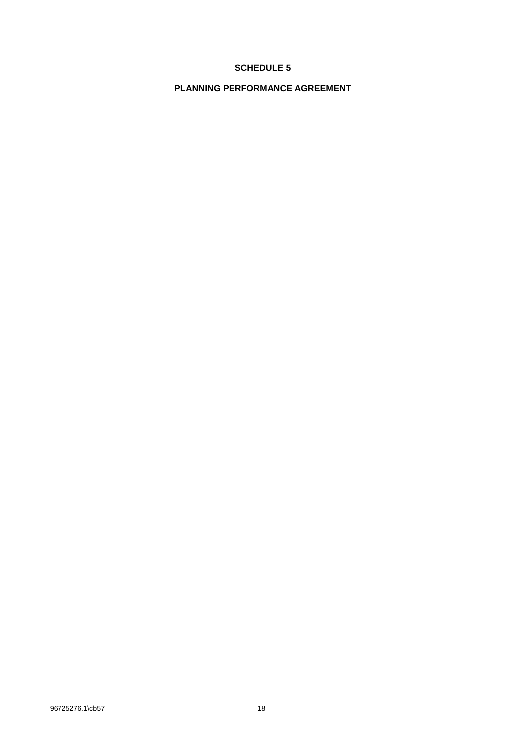# SCHEDULE 5

## PLANNING PERFORMANCE AGREEMENT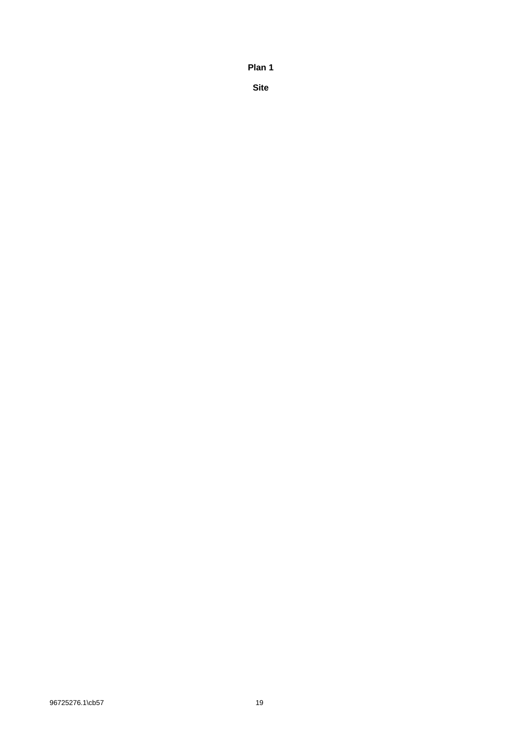**Plan 1**

**Site**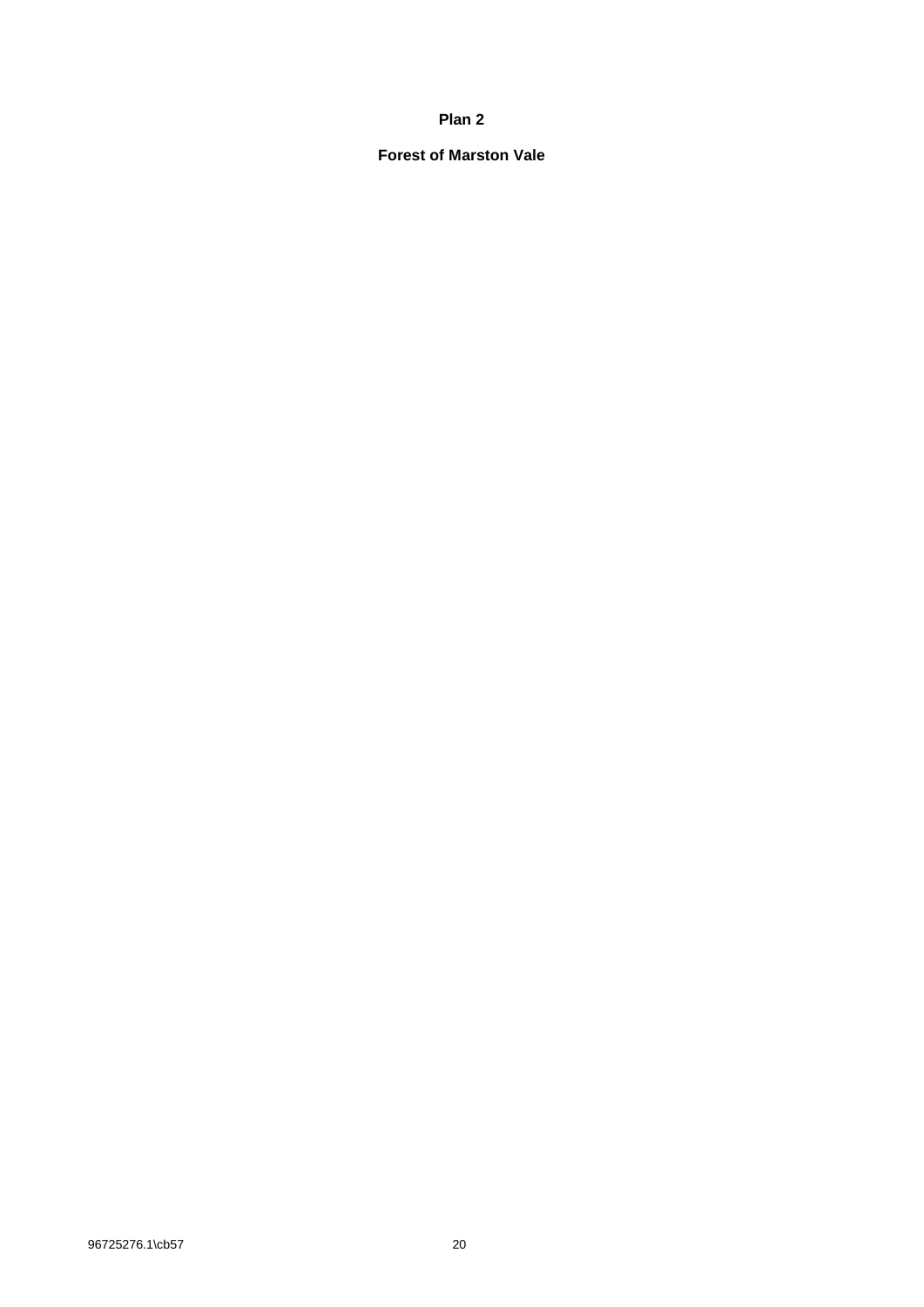**Plan 2**

**Forest of Marston Vale**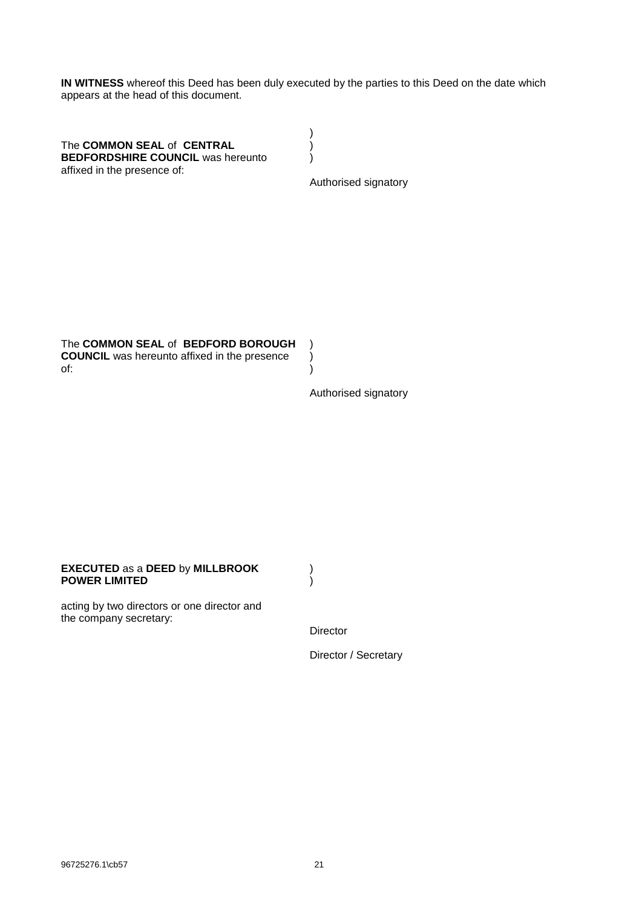**IN WITNESS** whereof this Deed has been duly executed by the parties to this Deed on the date which appears at the head of this document.

| | |
|---|---|
| The **COMMON SEAL** of **CENTRAL BEDFORDSHIRE COUNCIL** was hereunto affixed in the presence of: | ) ) ) |
| | Authorised signatory |

| | |
|---|---|
| The **COMMON SEAL** of **BEDFORD BOROUGH COUNCIL** was hereunto affixed in the presence of: | ) ) ) |
| | Authorised signatory |

| | |
|---|---|
| **EXECUTED** as a **DEED** by **MILLBROOK POWER LIMITED** | ) ) |
| acting by two directors or one director and the company secretary: | |
| | Director |
| | Director / Secretary |

96725276.1\cb57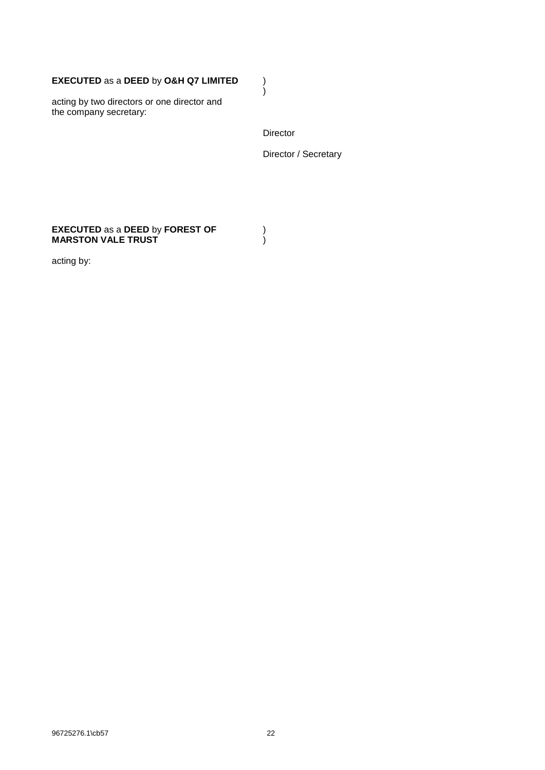**EXECUTED** as a **DEED** by **O&H Q7 LIMITED** )
)

acting by two directors or one director and the company secretary:

Director

Director / Secretary

**EXECUTED** as a **DEED** by **FOREST OF MARSTON VALE TRUST** )
)

acting by:

96725276.1\cb57